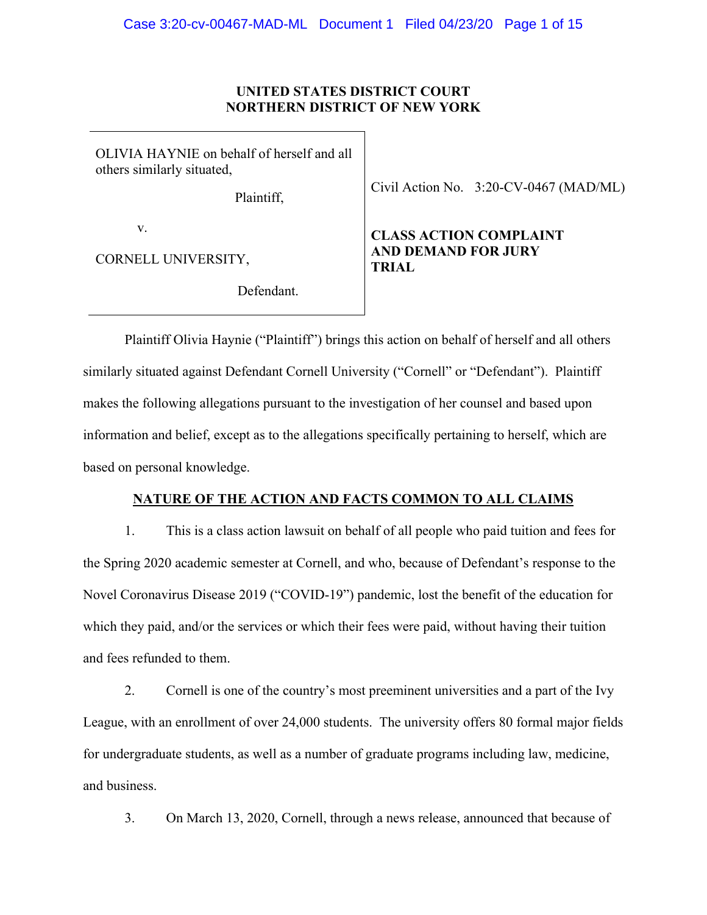**UNITED STATES DISTRICT COURT**
**NORTHERN DISTRICT OF NEW YORK**

| | |
|---|---|
| OLIVIA HAYNIE on behalf of herself and all others similarly situated,<br><br>Plaintiff,<br><br>v.<br><br>CORNELL UNIVERSITY,<br><br>Defendant. | Civil Action No. 3:20-CV-0467 (MAD/ML)<br><br>**CLASS ACTION COMPLAINT AND DEMAND FOR JURY TRIAL** |

Plaintiff Olivia Haynie ("Plaintiff") brings this action on behalf of herself and all others similarly situated against Defendant Cornell University ("Cornell" or "Defendant"). Plaintiff makes the following allegations pursuant to the investigation of her counsel and based upon information and belief, except as to the allegations specifically pertaining to herself, which are based on personal knowledge.

## NATURE OF THE ACTION AND FACTS COMMON TO ALL CLAIMS

1. This is a class action lawsuit on behalf of all people who paid tuition and fees for the Spring 2020 academic semester at Cornell, and who, because of Defendant's response to the Novel Coronavirus Disease 2019 ("COVID-19") pandemic, lost the benefit of the education for which they paid, and/or the services or which their fees were paid, without having their tuition and fees refunded to them.

2. Cornell is one of the country's most preeminent universities and a part of the Ivy League, with an enrollment of over 24,000 students. The university offers 80 formal major fields for undergraduate students, as well as a number of graduate programs including law, medicine, and business.

3. On March 13, 2020, Cornell, through a news release, announced that because of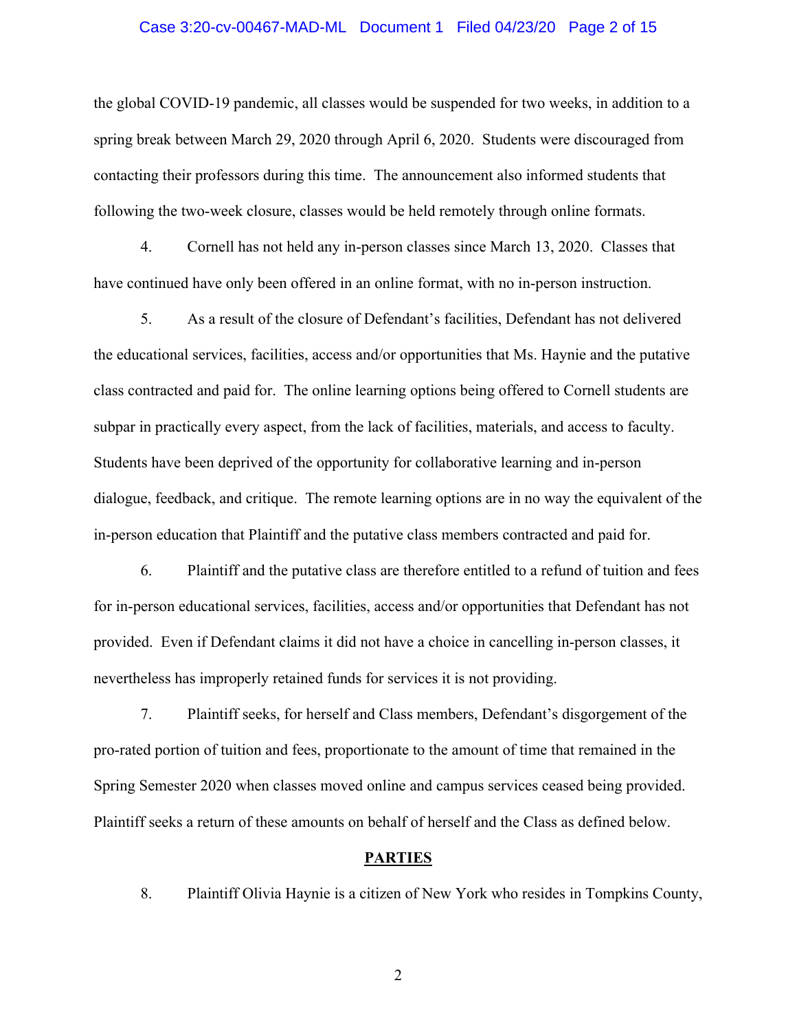the global COVID-19 pandemic, all classes would be suspended for two weeks, in addition to a spring break between March 29, 2020 through April 6, 2020. Students were discouraged from contacting their professors during this time. The announcement also informed students that following the two-week closure, classes would be held remotely through online formats.

4. Cornell has not held any in-person classes since March 13, 2020. Classes that have continued have only been offered in an online format, with no in-person instruction.

5. As a result of the closure of Defendant's facilities, Defendant has not delivered the educational services, facilities, access and/or opportunities that Ms. Haynie and the putative class contracted and paid for. The online learning options being offered to Cornell students are subpar in practically every aspect, from the lack of facilities, materials, and access to faculty. Students have been deprived of the opportunity for collaborative learning and in-person dialogue, feedback, and critique. The remote learning options are in no way the equivalent of the in-person education that Plaintiff and the putative class members contracted and paid for.

6. Plaintiff and the putative class are therefore entitled to a refund of tuition and fees for in-person educational services, facilities, access and/or opportunities that Defendant has not provided. Even if Defendant claims it did not have a choice in cancelling in-person classes, it nevertheless has improperly retained funds for services it is not providing.

7. Plaintiff seeks, for herself and Class members, Defendant's disgorgement of the pro-rated portion of tuition and fees, proportionate to the amount of time that remained in the Spring Semester 2020 when classes moved online and campus services ceased being provided. Plaintiff seeks a return of these amounts on behalf of herself and the Class as defined below.

## PARTIES

8. Plaintiff Olivia Haynie is a citizen of New York who resides in Tompkins County,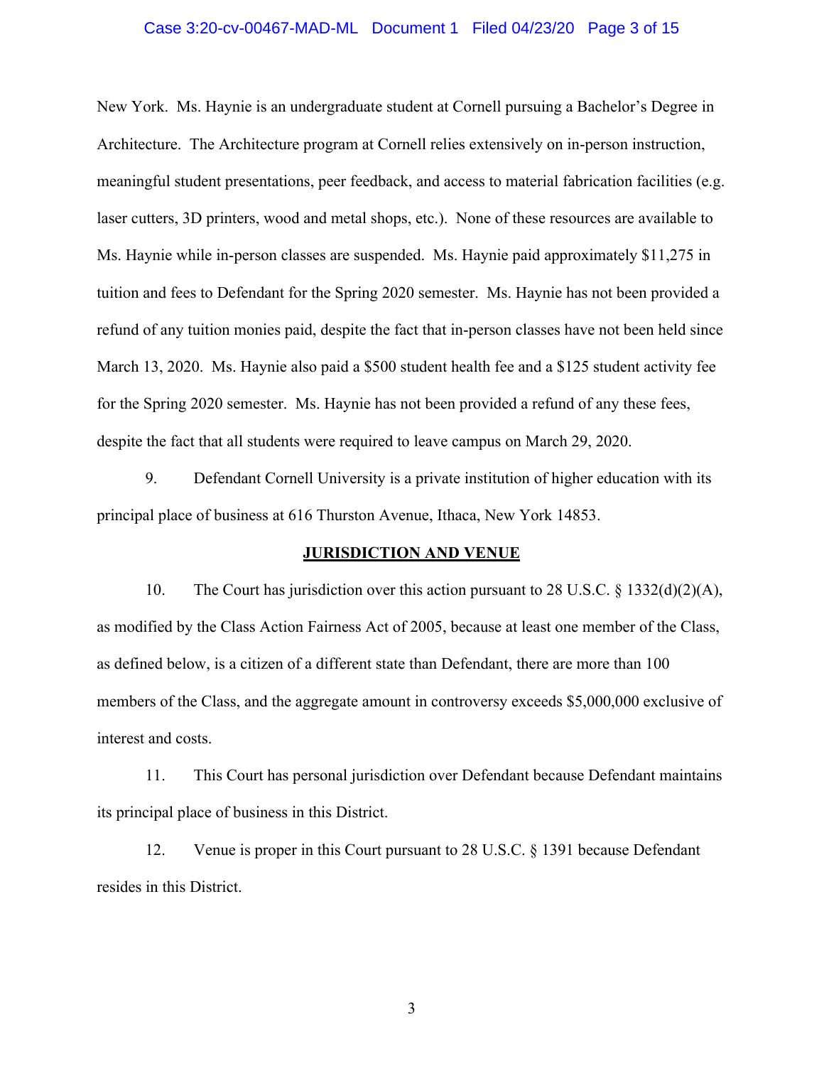New York. Ms. Haynie is an undergraduate student at Cornell pursuing a Bachelor's Degree in Architecture. The Architecture program at Cornell relies extensively on in-person instruction, meaningful student presentations, peer feedback, and access to material fabrication facilities (e.g. laser cutters, 3D printers, wood and metal shops, etc.). None of these resources are available to Ms. Haynie while in-person classes are suspended. Ms. Haynie paid approximately $11,275 in tuition and fees to Defendant for the Spring 2020 semester. Ms. Haynie has not been provided a refund of any tuition monies paid, despite the fact that in-person classes have not been held since March 13, 2020. Ms. Haynie also paid a $500 student health fee and a $125 student activity fee for the Spring 2020 semester. Ms. Haynie has not been provided a refund of any these fees, despite the fact that all students were required to leave campus on March 29, 2020.

9. Defendant Cornell University is a private institution of higher education with its principal place of business at 616 Thurston Avenue, Ithaca, New York 14853.

## JURISDICTION AND VENUE

10. The Court has jurisdiction over this action pursuant to 28 U.S.C. § 1332(d)(2)(A), as modified by the Class Action Fairness Act of 2005, because at least one member of the Class, as defined below, is a citizen of a different state than Defendant, there are more than 100 members of the Class, and the aggregate amount in controversy exceeds $5,000,000 exclusive of interest and costs.

11. This Court has personal jurisdiction over Defendant because Defendant maintains its principal place of business in this District.

12. Venue is proper in this Court pursuant to 28 U.S.C. § 1391 because Defendant resides in this District.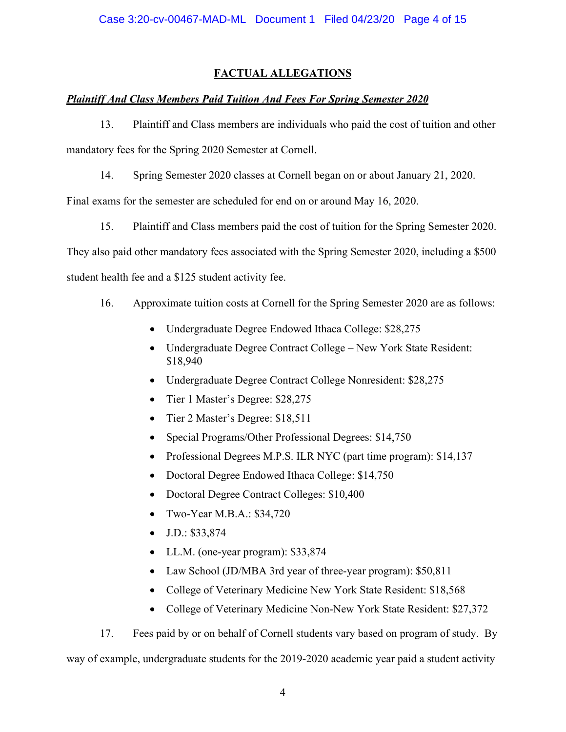## FACTUAL ALLEGATIONS

***Plaintiff And Class Members Paid Tuition And Fees For Spring Semester 2020***

13. Plaintiff and Class members are individuals who paid the cost of tuition and other mandatory fees for the Spring 2020 Semester at Cornell.

14. Spring Semester 2020 classes at Cornell began on or about January 21, 2020. Final exams for the semester are scheduled for end on or around May 16, 2020.

15. Plaintiff and Class members paid the cost of tuition for the Spring Semester 2020. They also paid other mandatory fees associated with the Spring Semester 2020, including a $500 student health fee and a $125 student activity fee.

16. Approximate tuition costs at Cornell for the Spring Semester 2020 are as follows:

- Undergraduate Degree Endowed Ithaca College: $28,275
- Undergraduate Degree Contract College – New York State Resident: $18,940
- Undergraduate Degree Contract College Nonresident: $28,275
- Tier 1 Master's Degree: $28,275
- Tier 2 Master's Degree: $18,511
- Special Programs/Other Professional Degrees: $14,750
- Professional Degrees M.P.S. ILR NYC (part time program): $14,137
- Doctoral Degree Endowed Ithaca College: $14,750
- Doctoral Degree Contract Colleges: $10,400
- Two-Year M.B.A.: $34,720
- J.D.: $33,874
- LL.M. (one-year program): $33,874
- Law School (JD/MBA 3rd year of three-year program): $50,811
- College of Veterinary Medicine New York State Resident: $18,568
- College of Veterinary Medicine Non-New York State Resident: $27,372

17. Fees paid by or on behalf of Cornell students vary based on program of study. By way of example, undergraduate students for the 2019-2020 academic year paid a student activity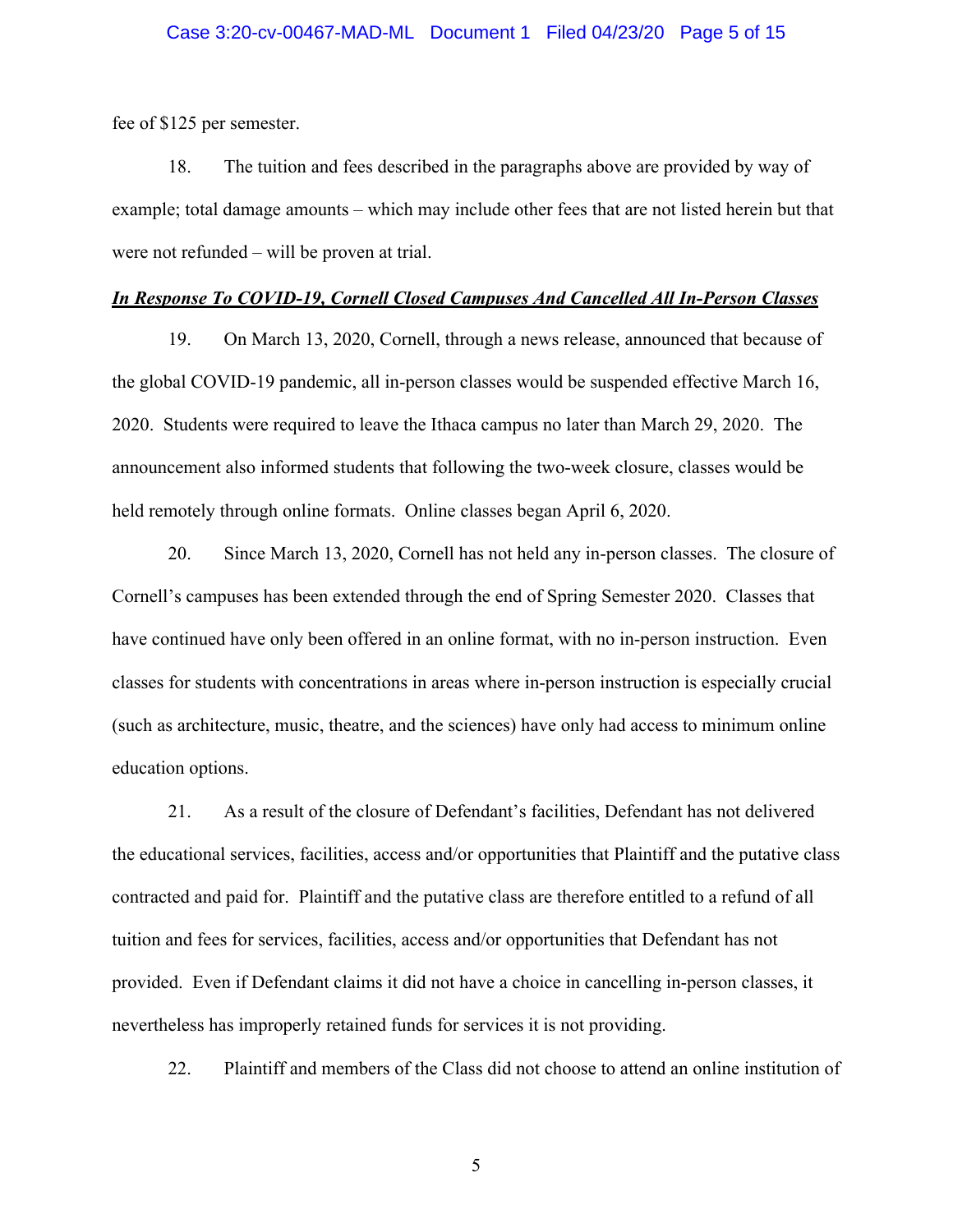fee of $125 per semester.

18. The tuition and fees described in the paragraphs above are provided by way of example; total damage amounts – which may include other fees that are not listed herein but that were not refunded – will be proven at trial.

***In Response To COVID-19, Cornell Closed Campuses And Cancelled All In-Person Classes***

19. On March 13, 2020, Cornell, through a news release, announced that because of the global COVID-19 pandemic, all in-person classes would be suspended effective March 16, 2020. Students were required to leave the Ithaca campus no later than March 29, 2020. The announcement also informed students that following the two-week closure, classes would be held remotely through online formats. Online classes began April 6, 2020.

20. Since March 13, 2020, Cornell has not held any in-person classes. The closure of Cornell's campuses has been extended through the end of Spring Semester 2020. Classes that have continued have only been offered in an online format, with no in-person instruction. Even classes for students with concentrations in areas where in-person instruction is especially crucial (such as architecture, music, theatre, and the sciences) have only had access to minimum online education options.

21. As a result of the closure of Defendant's facilities, Defendant has not delivered the educational services, facilities, access and/or opportunities that Plaintiff and the putative class contracted and paid for. Plaintiff and the putative class are therefore entitled to a refund of all tuition and fees for services, facilities, access and/or opportunities that Defendant has not provided. Even if Defendant claims it did not have a choice in cancelling in-person classes, it nevertheless has improperly retained funds for services it is not providing.

22. Plaintiff and members of the Class did not choose to attend an online institution of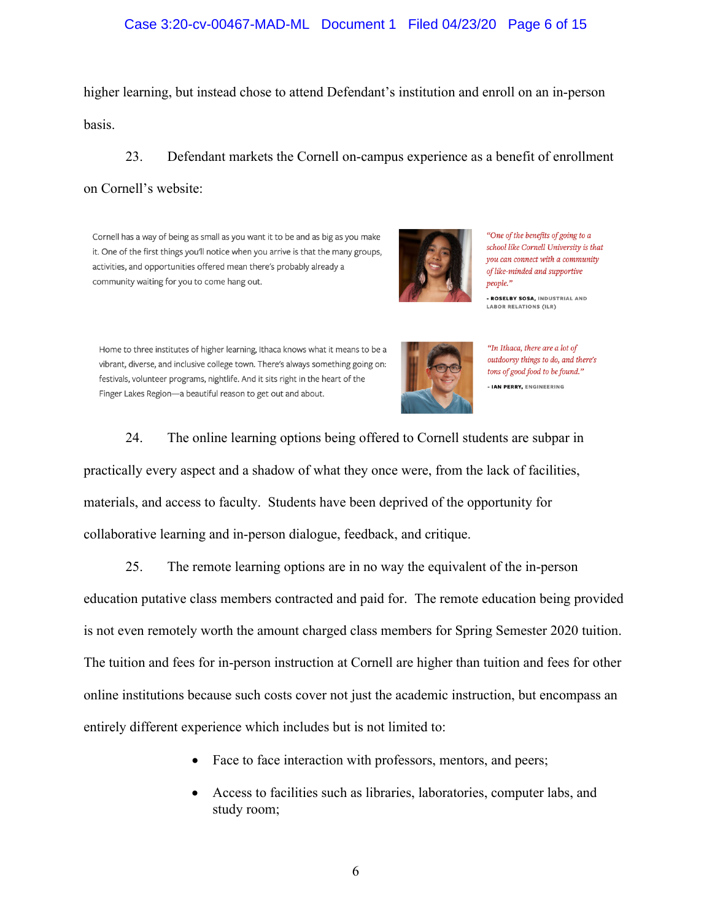higher learning, but instead chose to attend Defendant's institution and enroll on an in-person basis.

23. Defendant markets the Cornell on-campus experience as a benefit of enrollment on Cornell's website:

> Cornell has a way of being as small as you want it to be and as big as you make it. One of the first things you'll notice when you arrive is that the many groups, activities, and opportunities offered mean there's probably already a community waiting for you to come hang out.
>
> *"One of the benefits of going to a school like Cornell University is that you can connect with a community of like-minded and supportive people."*
>
> **- ROSELBY SOSA,** INDUSTRIAL AND LABOR RELATIONS (ILR)

> Home to three institutes of higher learning, Ithaca knows what it means to be a vibrant, diverse, and inclusive college town. There's always something going on: festivals, volunteer programs, nightlife. And it sits right in the heart of the Finger Lakes Region—a beautiful reason to get out and about.
>
> *"In Ithaca, there are a lot of outdoorsy things to do, and there's tons of good food to be found."*
>
> **- IAN PERRY,** ENGINEERING

24. The online learning options being offered to Cornell students are subpar in practically every aspect and a shadow of what they once were, from the lack of facilities, materials, and access to faculty. Students have been deprived of the opportunity for collaborative learning and in-person dialogue, feedback, and critique.

25. The remote learning options are in no way the equivalent of the in-person education putative class members contracted and paid for. The remote education being provided is not even remotely worth the amount charged class members for Spring Semester 2020 tuition. The tuition and fees for in-person instruction at Cornell are higher than tuition and fees for other online institutions because such costs cover not just the academic instruction, but encompass an entirely different experience which includes but is not limited to:

- Face to face interaction with professors, mentors, and peers;
- Access to facilities such as libraries, laboratories, computer labs, and study room;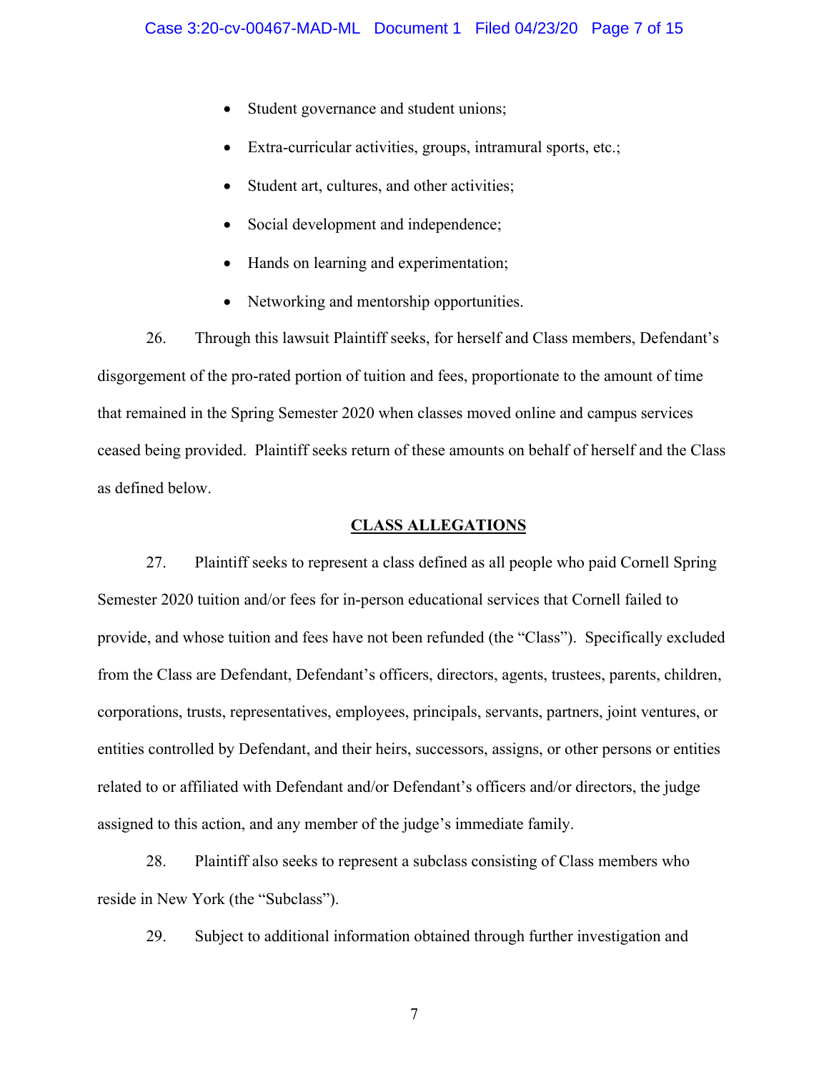- Student governance and student unions;
- Extra-curricular activities, groups, intramural sports, etc.;
- Student art, cultures, and other activities;
- Social development and independence;
- Hands on learning and experimentation;
- Networking and mentorship opportunities.

26. Through this lawsuit Plaintiff seeks, for herself and Class members, Defendant's disgorgement of the pro-rated portion of tuition and fees, proportionate to the amount of time that remained in the Spring Semester 2020 when classes moved online and campus services ceased being provided. Plaintiff seeks return of these amounts on behalf of herself and the Class as defined below.

## CLASS ALLEGATIONS

27. Plaintiff seeks to represent a class defined as all people who paid Cornell Spring Semester 2020 tuition and/or fees for in-person educational services that Cornell failed to provide, and whose tuition and fees have not been refunded (the "Class"). Specifically excluded from the Class are Defendant, Defendant's officers, directors, agents, trustees, parents, children, corporations, trusts, representatives, employees, principals, servants, partners, joint ventures, or entities controlled by Defendant, and their heirs, successors, assigns, or other persons or entities related to or affiliated with Defendant and/or Defendant's officers and/or directors, the judge assigned to this action, and any member of the judge's immediate family.

28. Plaintiff also seeks to represent a subclass consisting of Class members who reside in New York (the "Subclass").

29. Subject to additional information obtained through further investigation and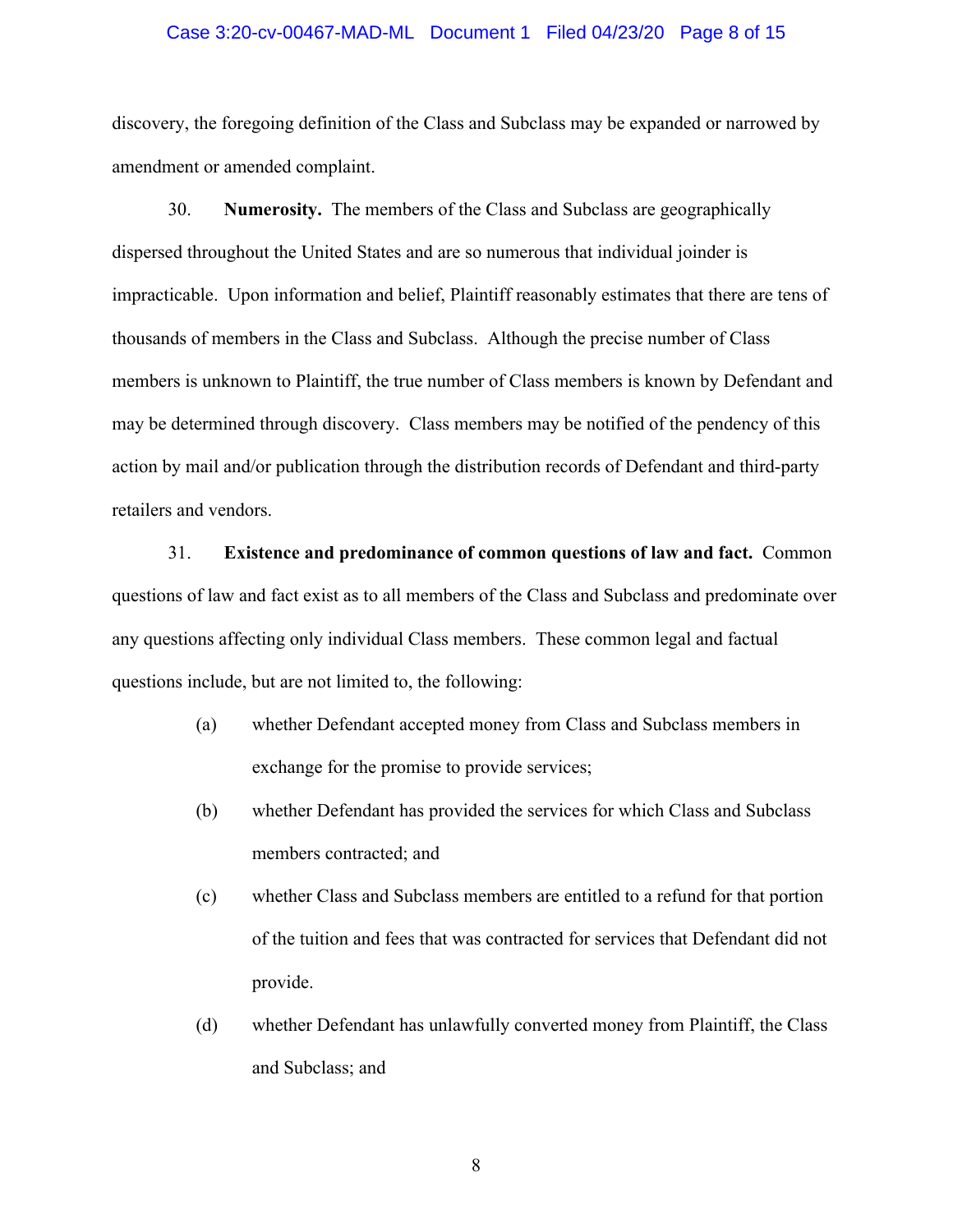discovery, the foregoing definition of the Class and Subclass may be expanded or narrowed by amendment or amended complaint.

30. **Numerosity.** The members of the Class and Subclass are geographically dispersed throughout the United States and are so numerous that individual joinder is impracticable. Upon information and belief, Plaintiff reasonably estimates that there are tens of thousands of members in the Class and Subclass. Although the precise number of Class members is unknown to Plaintiff, the true number of Class members is known by Defendant and may be determined through discovery. Class members may be notified of the pendency of this action by mail and/or publication through the distribution records of Defendant and third-party retailers and vendors.

31. **Existence and predominance of common questions of law and fact.** Common questions of law and fact exist as to all members of the Class and Subclass and predominate over any questions affecting only individual Class members. These common legal and factual questions include, but are not limited to, the following:

(a) whether Defendant accepted money from Class and Subclass members in exchange for the promise to provide services;

(b) whether Defendant has provided the services for which Class and Subclass members contracted; and

(c) whether Class and Subclass members are entitled to a refund for that portion of the tuition and fees that was contracted for services that Defendant did not provide.

(d) whether Defendant has unlawfully converted money from Plaintiff, the Class and Subclass; and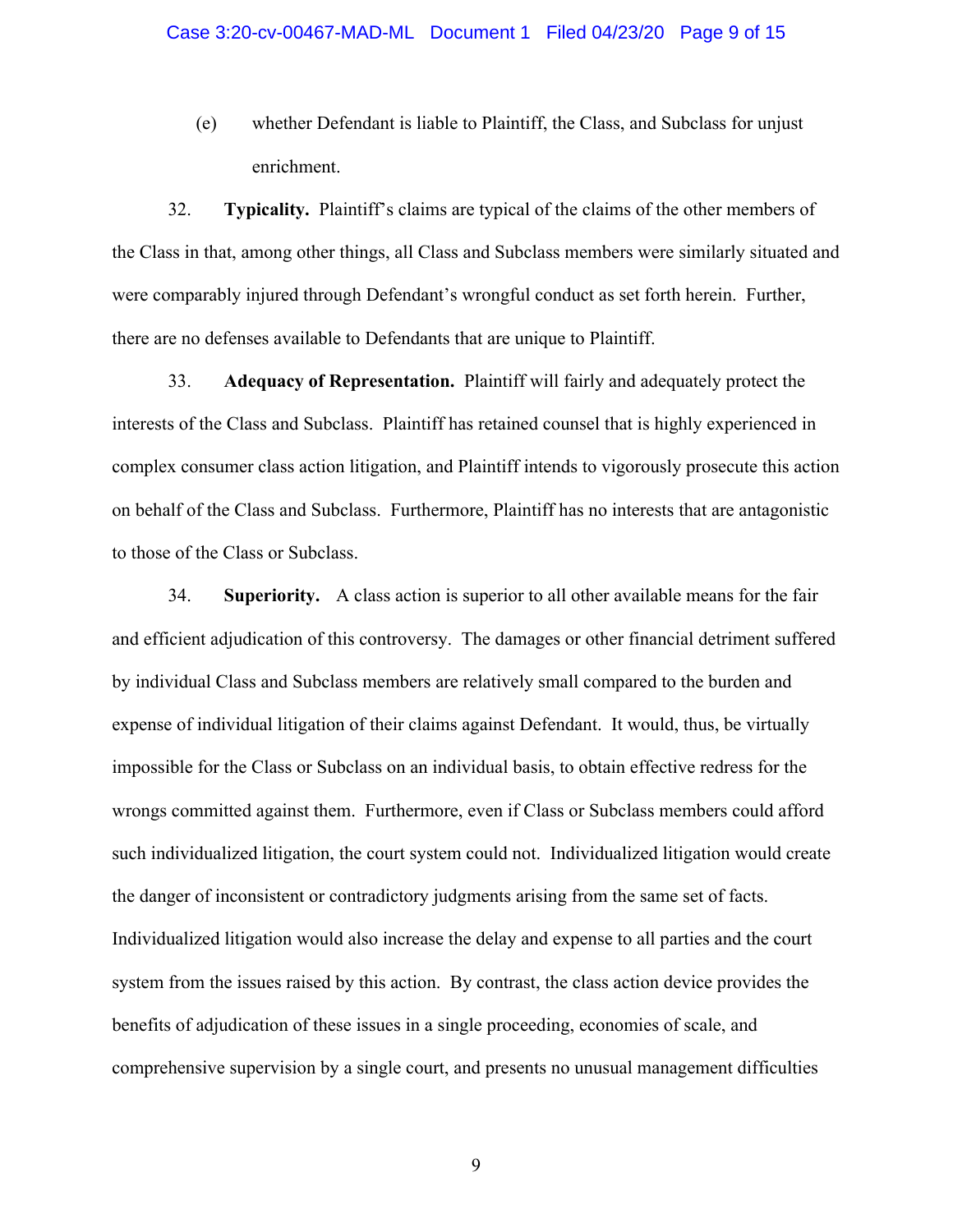(e) whether Defendant is liable to Plaintiff, the Class, and Subclass for unjust enrichment.

32. **Typicality.** Plaintiff's claims are typical of the claims of the other members of the Class in that, among other things, all Class and Subclass members were similarly situated and were comparably injured through Defendant's wrongful conduct as set forth herein. Further, there are no defenses available to Defendants that are unique to Plaintiff.

33. **Adequacy of Representation.** Plaintiff will fairly and adequately protect the interests of the Class and Subclass. Plaintiff has retained counsel that is highly experienced in complex consumer class action litigation, and Plaintiff intends to vigorously prosecute this action on behalf of the Class and Subclass. Furthermore, Plaintiff has no interests that are antagonistic to those of the Class or Subclass.

34. **Superiority.** A class action is superior to all other available means for the fair and efficient adjudication of this controversy. The damages or other financial detriment suffered by individual Class and Subclass members are relatively small compared to the burden and expense of individual litigation of their claims against Defendant. It would, thus, be virtually impossible for the Class or Subclass on an individual basis, to obtain effective redress for the wrongs committed against them. Furthermore, even if Class or Subclass members could afford such individualized litigation, the court system could not. Individualized litigation would create the danger of inconsistent or contradictory judgments arising from the same set of facts. Individualized litigation would also increase the delay and expense to all parties and the court system from the issues raised by this action. By contrast, the class action device provides the benefits of adjudication of these issues in a single proceeding, economies of scale, and comprehensive supervision by a single court, and presents no unusual management difficulties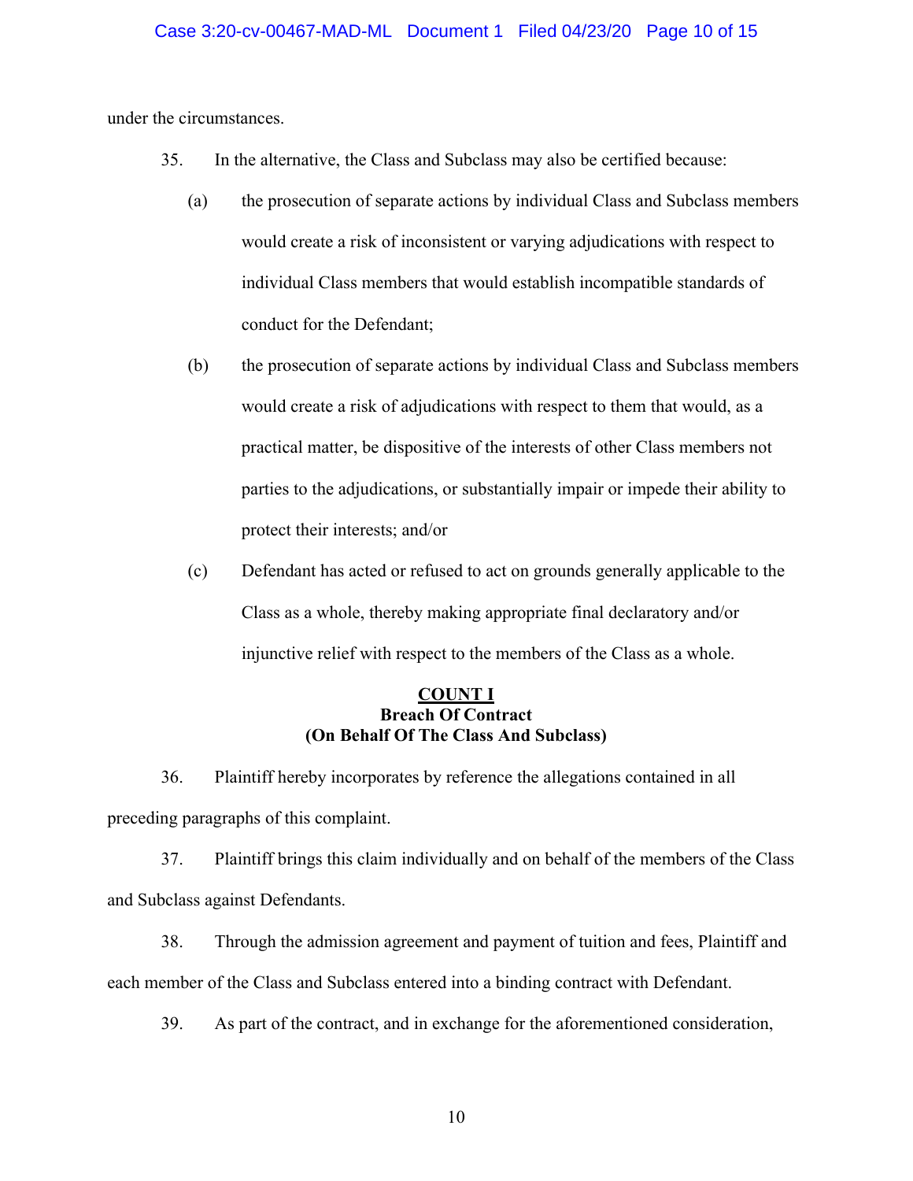under the circumstances.

35. In the alternative, the Class and Subclass may also be certified because:

(a) the prosecution of separate actions by individual Class and Subclass members would create a risk of inconsistent or varying adjudications with respect to individual Class members that would establish incompatible standards of conduct for the Defendant;

(b) the prosecution of separate actions by individual Class and Subclass members would create a risk of adjudications with respect to them that would, as a practical matter, be dispositive of the interests of other Class members not parties to the adjudications, or substantially impair or impede their ability to protect their interests; and/or

(c) Defendant has acted or refused to act on grounds generally applicable to the Class as a whole, thereby making appropriate final declaratory and/or injunctive relief with respect to the members of the Class as a whole.

## COUNT I
### Breach Of Contract
### (On Behalf Of The Class And Subclass)

36. Plaintiff hereby incorporates by reference the allegations contained in all preceding paragraphs of this complaint.

37. Plaintiff brings this claim individually and on behalf of the members of the Class and Subclass against Defendants.

38. Through the admission agreement and payment of tuition and fees, Plaintiff and each member of the Class and Subclass entered into a binding contract with Defendant.

39. As part of the contract, and in exchange for the aforementioned consideration,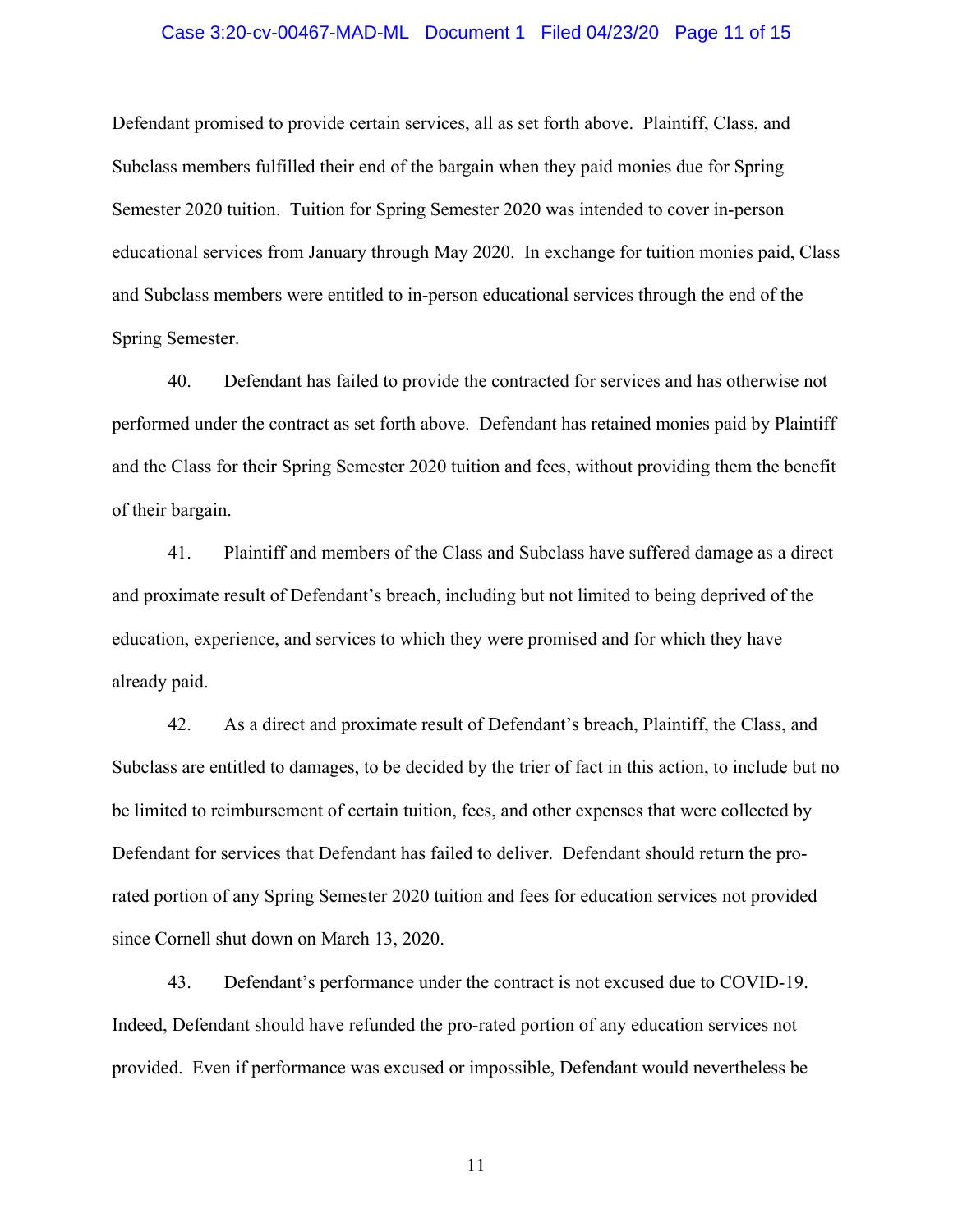Defendant promised to provide certain services, all as set forth above. Plaintiff, Class, and Subclass members fulfilled their end of the bargain when they paid monies due for Spring Semester 2020 tuition. Tuition for Spring Semester 2020 was intended to cover in-person educational services from January through May 2020. In exchange for tuition monies paid, Class and Subclass members were entitled to in-person educational services through the end of the Spring Semester.

40. Defendant has failed to provide the contracted for services and has otherwise not performed under the contract as set forth above. Defendant has retained monies paid by Plaintiff and the Class for their Spring Semester 2020 tuition and fees, without providing them the benefit of their bargain.

41. Plaintiff and members of the Class and Subclass have suffered damage as a direct and proximate result of Defendant's breach, including but not limited to being deprived of the education, experience, and services to which they were promised and for which they have already paid.

42. As a direct and proximate result of Defendant's breach, Plaintiff, the Class, and Subclass are entitled to damages, to be decided by the trier of fact in this action, to include but no be limited to reimbursement of certain tuition, fees, and other expenses that were collected by Defendant for services that Defendant has failed to deliver. Defendant should return the pro-rated portion of any Spring Semester 2020 tuition and fees for education services not provided since Cornell shut down on March 13, 2020.

43. Defendant's performance under the contract is not excused due to COVID-19. Indeed, Defendant should have refunded the pro-rated portion of any education services not provided. Even if performance was excused or impossible, Defendant would nevertheless be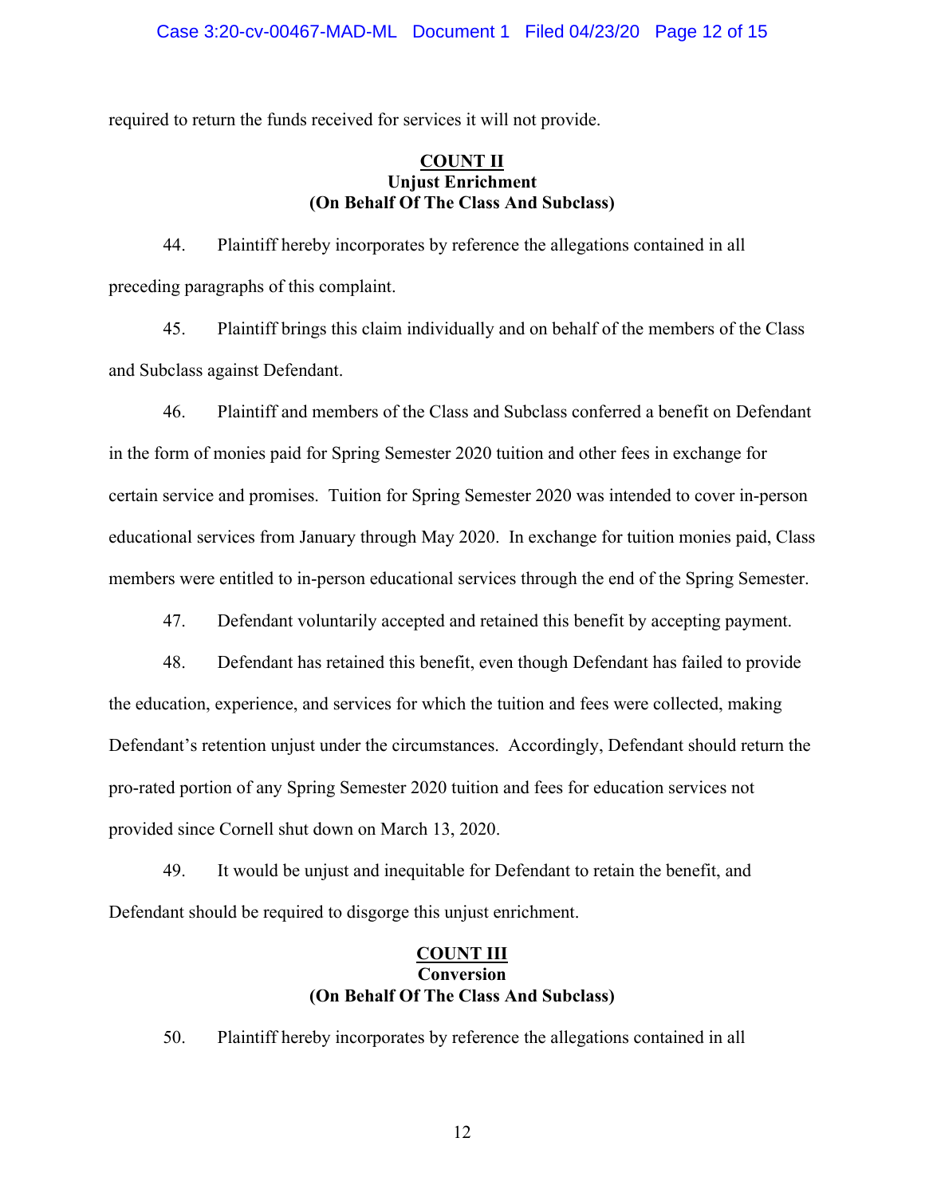required to return the funds received for services it will not provide.

**COUNT II**
**Unjust Enrichment**
**(On Behalf Of The Class And Subclass)**

44. Plaintiff hereby incorporates by reference the allegations contained in all preceding paragraphs of this complaint.

45. Plaintiff brings this claim individually and on behalf of the members of the Class and Subclass against Defendant.

46. Plaintiff and members of the Class and Subclass conferred a benefit on Defendant in the form of monies paid for Spring Semester 2020 tuition and other fees in exchange for certain service and promises. Tuition for Spring Semester 2020 was intended to cover in-person educational services from January through May 2020. In exchange for tuition monies paid, Class members were entitled to in-person educational services through the end of the Spring Semester.

47. Defendant voluntarily accepted and retained this benefit by accepting payment.

48. Defendant has retained this benefit, even though Defendant has failed to provide the education, experience, and services for which the tuition and fees were collected, making Defendant's retention unjust under the circumstances. Accordingly, Defendant should return the pro-rated portion of any Spring Semester 2020 tuition and fees for education services not provided since Cornell shut down on March 13, 2020.

49. It would be unjust and inequitable for Defendant to retain the benefit, and Defendant should be required to disgorge this unjust enrichment.

**COUNT III**
**Conversion**
**(On Behalf Of The Class And Subclass)**

50. Plaintiff hereby incorporates by reference the allegations contained in all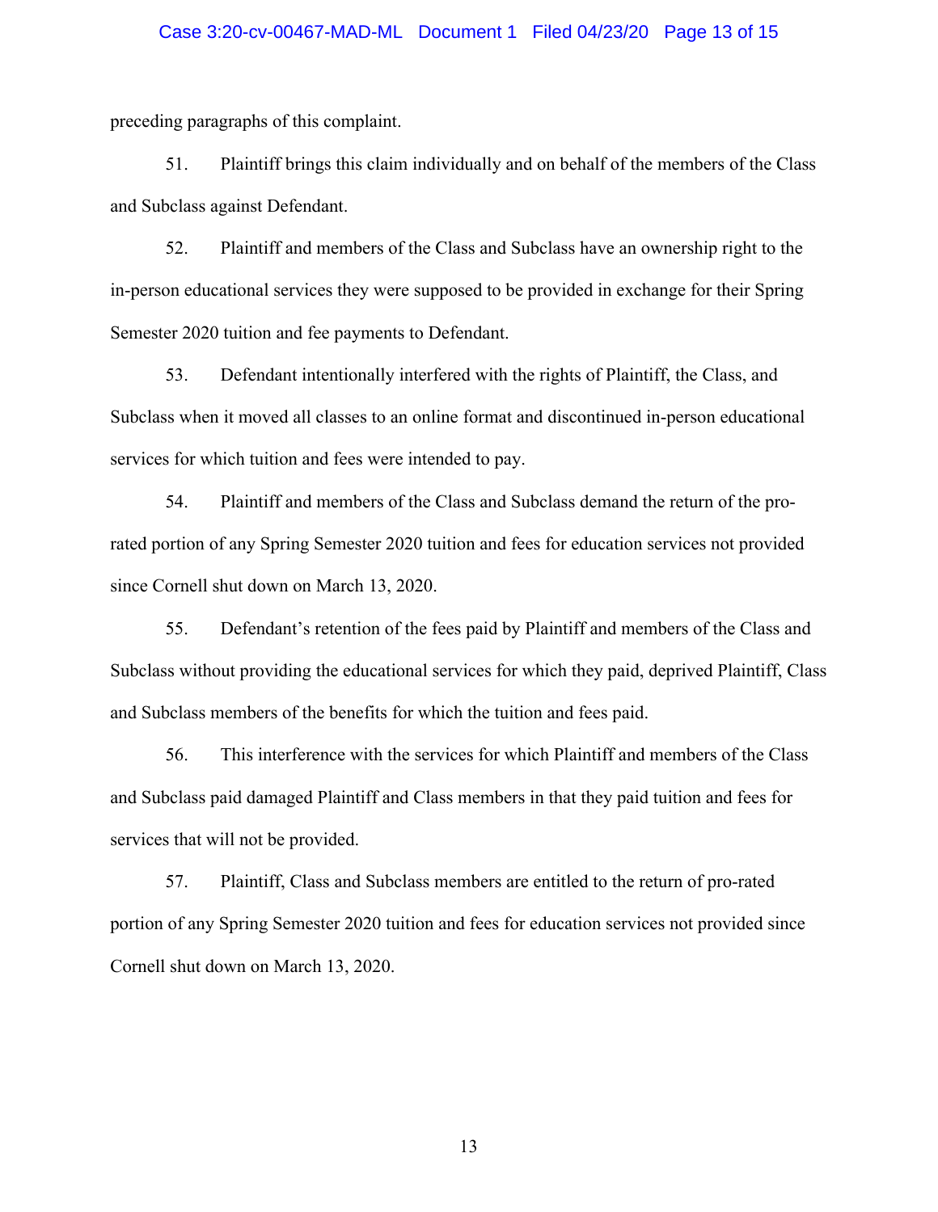preceding paragraphs of this complaint.

51. Plaintiff brings this claim individually and on behalf of the members of the Class and Subclass against Defendant.

52. Plaintiff and members of the Class and Subclass have an ownership right to the in-person educational services they were supposed to be provided in exchange for their Spring Semester 2020 tuition and fee payments to Defendant.

53. Defendant intentionally interfered with the rights of Plaintiff, the Class, and Subclass when it moved all classes to an online format and discontinued in-person educational services for which tuition and fees were intended to pay.

54. Plaintiff and members of the Class and Subclass demand the return of the pro-rated portion of any Spring Semester 2020 tuition and fees for education services not provided since Cornell shut down on March 13, 2020.

55. Defendant's retention of the fees paid by Plaintiff and members of the Class and Subclass without providing the educational services for which they paid, deprived Plaintiff, Class and Subclass members of the benefits for which the tuition and fees paid.

56. This interference with the services for which Plaintiff and members of the Class and Subclass paid damaged Plaintiff and Class members in that they paid tuition and fees for services that will not be provided.

57. Plaintiff, Class and Subclass members are entitled to the return of pro-rated portion of any Spring Semester 2020 tuition and fees for education services not provided since Cornell shut down on March 13, 2020.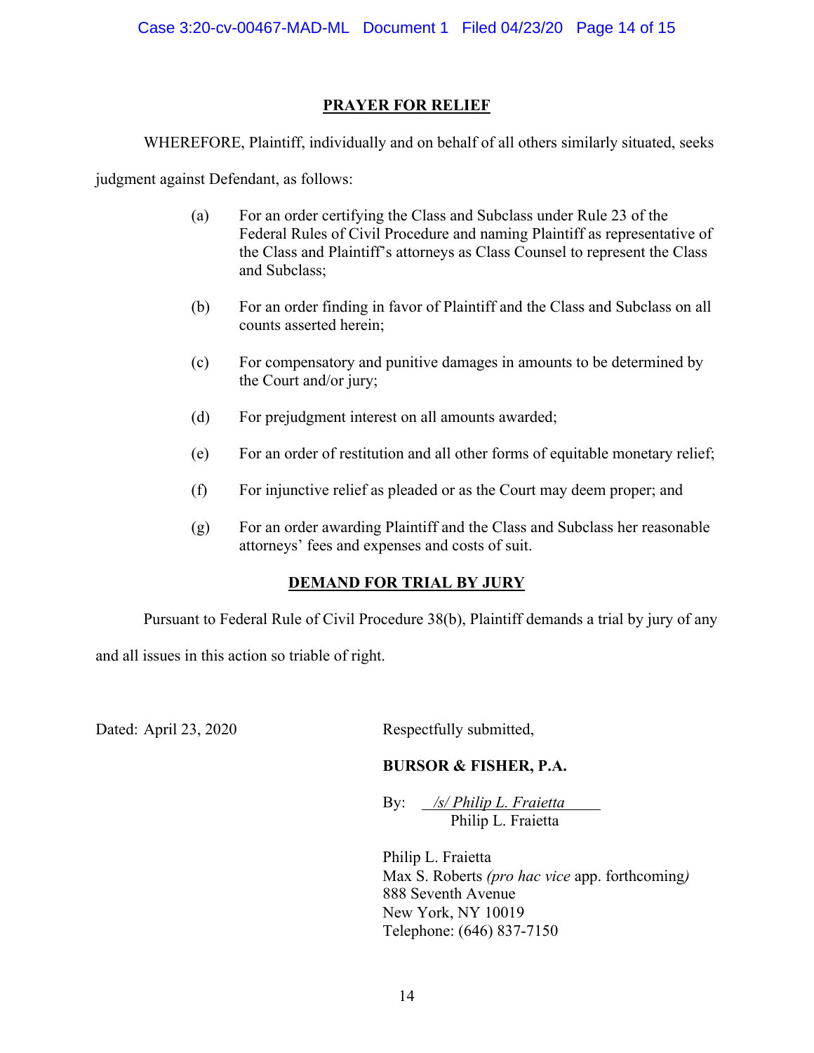## PRAYER FOR RELIEF

WHEREFORE, Plaintiff, individually and on behalf of all others similarly situated, seeks judgment against Defendant, as follows:

(a) For an order certifying the Class and Subclass under Rule 23 of the Federal Rules of Civil Procedure and naming Plaintiff as representative of the Class and Plaintiff's attorneys as Class Counsel to represent the Class and Subclass;

(b) For an order finding in favor of Plaintiff and the Class and Subclass on all counts asserted herein;

(c) For compensatory and punitive damages in amounts to be determined by the Court and/or jury;

(d) For prejudgment interest on all amounts awarded;

(e) For an order of restitution and all other forms of equitable monetary relief;

(f) For injunctive relief as pleaded or as the Court may deem proper; and

(g) For an order awarding Plaintiff and the Class and Subclass her reasonable attorneys' fees and expenses and costs of suit.

## DEMAND FOR TRIAL BY JURY

Pursuant to Federal Rule of Civil Procedure 38(b), Plaintiff demands a trial by jury of any and all issues in this action so triable of right.

Dated: April 23, 2020

Respectfully submitted,

**BURSOR & FISHER, P.A.**

By: *_/s/ Philip L. Fraietta_*
Philip L. Fraietta

Philip L. Fraietta
Max S. Roberts *(pro hac vice* app. forthcoming*)*
888 Seventh Avenue
New York, NY 10019
Telephone: (646) 837-7150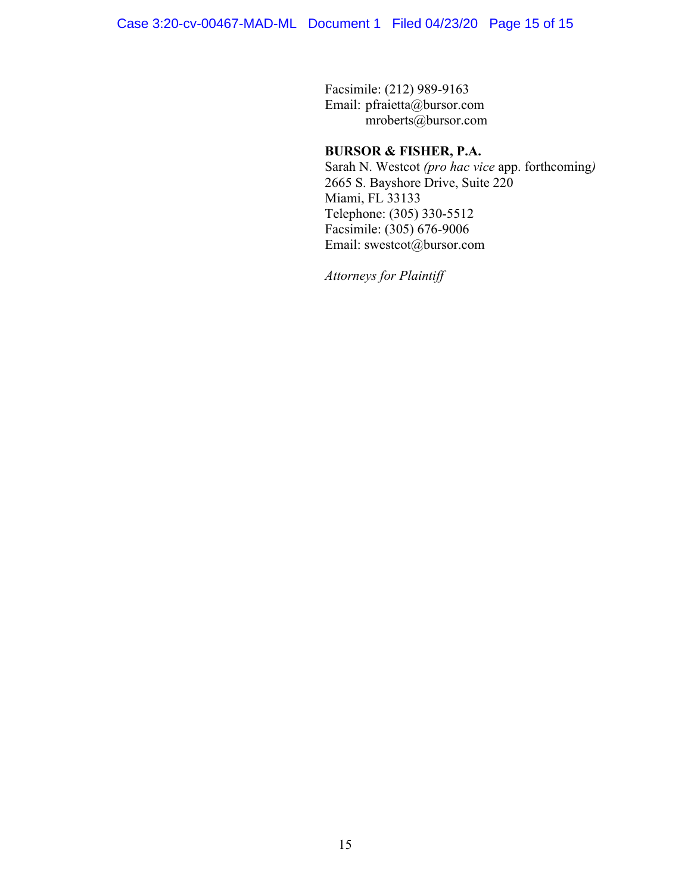Facsimile: (212) 989-9163
Email: pfraietta@bursor.com
mroberts@bursor.com

**BURSOR & FISHER, P.A.**
Sarah N. Westcot *(pro hac vice* app. forthcoming*)*
2665 S. Bayshore Drive, Suite 220
Miami, FL 33133
Telephone: (305) 330-5512
Facsimile: (305) 676-9006
Email: swestcot@bursor.com

*Attorneys for Plaintiff*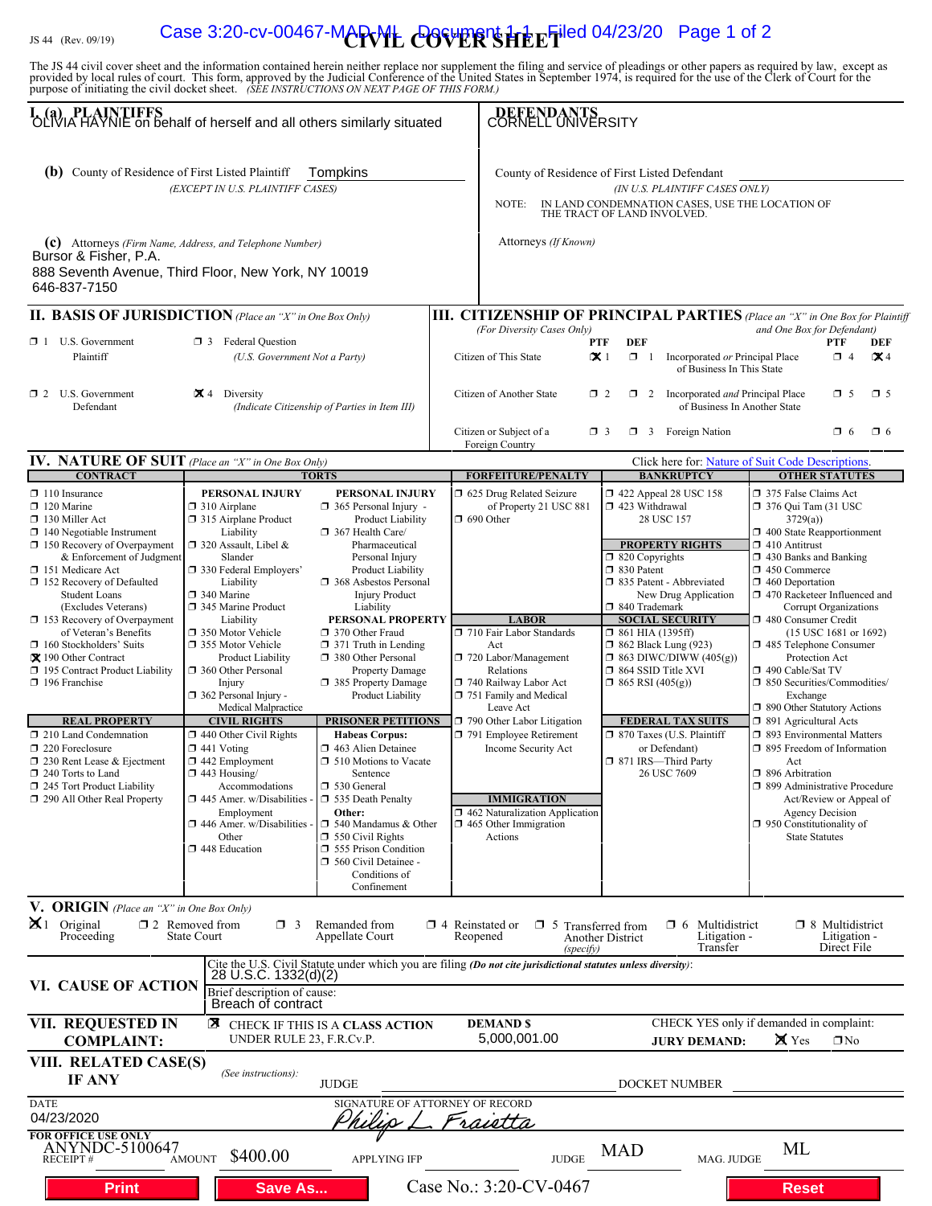JS 44 (Rev. 09/19)

Case 3:20-cv-00467-MAD-ML Document 1-1 Filed 04/23/20

# CIVIL COVER SHEET

The JS 44 civil cover sheet and the information contained herein neither replace nor supplement the filing and service of pleadings or other papers as required by law, except as provided by local rules of court. This form, approved by the Judicial Conference of the United States in September 1974, is required for the use of the Clerk of Court for the purpose of initiating the civil docket sheet. *(SEE INSTRUCTIONS ON NEXT PAGE OF THIS FORM.)*

## I. (a) PLAINTIFFS

OLIVIA HAYNIE on behalf of herself and all others similarly situated

**DEFENDANTS**

CORNELL UNIVERSITY

**(b)** County of Residence of First Listed Plaintiff: Tompkins
*(EXCEPT IN U.S. PLAINTIFF CASES)*

County of Residence of First Listed Defendant:
*(IN U.S. PLAINTIFF CASES ONLY)*

NOTE: IN LAND CONDEMNATION CASES, USE THE LOCATION OF THE TRACT OF LAND INVOLVED.

**(c)** Attorneys *(Firm Name, Address, and Telephone Number)*

Bursor & Fisher, P.A.
888 Seventh Avenue, Third Floor, New York, NY 10019
646-837-7150

Attorneys *(If Known)*

## II. BASIS OF JURISDICTION *(Place an "X" in One Box Only)*

- ☐ 1 U.S. Government Plaintiff
- ☐ 3 Federal Question *(U.S. Government Not a Party)*
- ☐ 2 U.S. Government Defendant
- ☒ 4 Diversity *(Indicate Citizenship of Parties in Item III)*

## III. CITIZENSHIP OF PRINCIPAL PARTIES *(Place an "X" in One Box for Plaintiff and One Box for Defendant)* *(For Diversity Cases Only)*

| | PTF | DEF | | PTF | DEF |
|---|---|---|---|---|---|
| Citizen of This State | ☒ 1 | ☐ 1 | Incorporated *or* Principal Place of Business In This State | ☐ 4 | ☒ 4 |
| Citizen of Another State | ☐ 2 | ☐ 2 | Incorporated *and* Principal Place of Business In Another State | ☐ 5 | ☐ 5 |
| Citizen or Subject of a Foreign Country | ☐ 3 | ☐ 3 | Foreign Nation | ☐ 6 | ☐ 6 |

## IV. NATURE OF SUIT *(Place an "X" in One Box Only)*

Click here for: Nature of Suit Code Descriptions.

**CONTRACT**
- ☐ 110 Insurance
- ☐ 120 Marine
- ☐ 130 Miller Act
- ☐ 140 Negotiable Instrument
- ☐ 150 Recovery of Overpayment & Enforcement of Judgment
- ☐ 151 Medicare Act
- ☐ 152 Recovery of Defaulted Student Loans (Excludes Veterans)
- ☐ 153 Recovery of Overpayment of Veteran's Benefits
- ☐ 160 Stockholders' Suits
- ☒ 190 Other Contract
- ☐ 195 Contract Product Liability
- ☐ 196 Franchise

**REAL PROPERTY**
- ☐ 210 Land Condemnation
- ☐ 220 Foreclosure
- ☐ 230 Rent Lease & Ejectment
- ☐ 240 Torts to Land
- ☐ 245 Tort Product Liability
- ☐ 290 All Other Real Property

**TORTS — PERSONAL INJURY**
- ☐ 310 Airplane
- ☐ 315 Airplane Product Liability
- ☐ 320 Assault, Libel & Slander
- ☐ 330 Federal Employers' Liability
- ☐ 340 Marine
- ☐ 345 Marine Product Liability
- ☐ 350 Motor Vehicle
- ☐ 355 Motor Vehicle Product Liability
- ☐ 360 Other Personal Injury
- ☐ 362 Personal Injury - Medical Malpractice

**TORTS — PERSONAL INJURY**
- ☐ 365 Personal Injury - Product Liability
- ☐ 367 Health Care/ Pharmaceutical Personal Injury Product Liability
- ☐ 368 Asbestos Personal Injury Product Liability

**PERSONAL PROPERTY**
- ☐ 370 Other Fraud
- ☐ 371 Truth in Lending
- ☐ 380 Other Personal Property Damage
- ☐ 385 Property Damage Product Liability

**CIVIL RIGHTS**
- ☐ 440 Other Civil Rights
- ☐ 441 Voting
- ☐ 442 Employment
- ☐ 443 Housing/ Accommodations
- ☐ 445 Amer. w/Disabilities - Employment
- ☐ 446 Amer. w/Disabilities - Other
- ☐ 448 Education

**PRISONER PETITIONS**

Habeas Corpus:
- ☐ 463 Alien Detainee
- ☐ 510 Motions to Vacate Sentence
- ☐ 530 General
- ☐ 535 Death Penalty

Other:
- ☐ 540 Mandamus & Other
- ☐ 550 Civil Rights
- ☐ 555 Prison Condition
- ☐ 560 Civil Detainee - Conditions of Confinement

**FORFEITURE/PENALTY**
- ☐ 625 Drug Related Seizure of Property 21 USC 881
- ☐ 690 Other

**LABOR**
- ☐ 710 Fair Labor Standards Act
- ☐ 720 Labor/Management Relations
- ☐ 740 Railway Labor Act
- ☐ 751 Family and Medical Leave Act
- ☐ 790 Other Labor Litigation
- ☐ 791 Employee Retirement Income Security Act

**IMMIGRATION**
- ☐ 462 Naturalization Application
- ☐ 465 Other Immigration Actions

**BANKRUPTCY**
- ☐ 422 Appeal 28 USC 158
- ☐ 423 Withdrawal 28 USC 157

**PROPERTY RIGHTS**
- ☐ 820 Copyrights
- ☐ 830 Patent
- ☐ 835 Patent - Abbreviated New Drug Application
- ☐ 840 Trademark

**SOCIAL SECURITY**
- ☐ 861 HIA (1395ff)
- ☐ 862 Black Lung (923)
- ☐ 863 DIWC/DIWW (405(g))
- ☐ 864 SSID Title XVI
- ☐ 865 RSI (405(g))

**FEDERAL TAX SUITS**
- ☐ 870 Taxes (U.S. Plaintiff or Defendant)
- ☐ 871 IRS—Third Party 26 USC 7609

**OTHER STATUTES**
- ☐ 375 False Claims Act
- ☐ 376 Qui Tam (31 USC 3729(a))
- ☐ 400 State Reapportionment
- ☐ 410 Antitrust
- ☐ 430 Banks and Banking
- ☐ 450 Commerce
- ☐ 460 Deportation
- ☐ 470 Racketeer Influenced and Corrupt Organizations
- ☐ 480 Consumer Credit (15 USC 1681 or 1692)
- ☐ 485 Telephone Consumer Protection Act
- ☐ 490 Cable/Sat TV
- ☐ 850 Securities/Commodities/ Exchange
- ☐ 890 Other Statutory Actions
- ☐ 891 Agricultural Acts
- ☐ 893 Environmental Matters
- ☐ 895 Freedom of Information Act
- ☐ 896 Arbitration
- ☐ 899 Administrative Procedure Act/Review or Appeal of Agency Decision
- ☐ 950 Constitutionality of State Statutes

## V. ORIGIN *(Place an "X" in One Box Only)*

- ☒ 1 Original Proceeding
- ☐ 2 Removed from State Court
- ☐ 3 Remanded from Appellate Court
- ☐ 4 Reinstated or Reopened
- ☐ 5 Transferred from Another District *(specify)*
- ☐ 6 Multidistrict Litigation - Transfer
- ☐ 8 Multidistrict Litigation - Direct File

## VI. CAUSE OF ACTION

Cite the U.S. Civil Statute under which you are filing *(Do not cite jurisdictional statutes unless diversity)*: 28 U.S.C. 1332(d)(2)

Brief description of cause: Breach of contract

## VII. REQUESTED IN COMPLAINT:

☒ CHECK IF THIS IS A CLASS ACTION UNDER RULE 23, F.R.Cv.P.

DEMAND $ 5,000,001.00

CHECK YES only if demanded in complaint: JURY DEMAND: ☒ Yes ☐ No

## VIII. RELATED CASE(S) IF ANY

*(See instructions):* JUDGE ______ DOCKET NUMBER ______

DATE: 04/23/2020

SIGNATURE OF ATTORNEY OF RECORD: Philip L. Fraietta

**FOR OFFICE USE ONLY**

RECEIPT # ANYNDC-5100647 AMOUNT $400.00 APPLYING IFP ______ JUDGE MAD MAG. JUDGE ML

Case No.: 3:20-CV-0467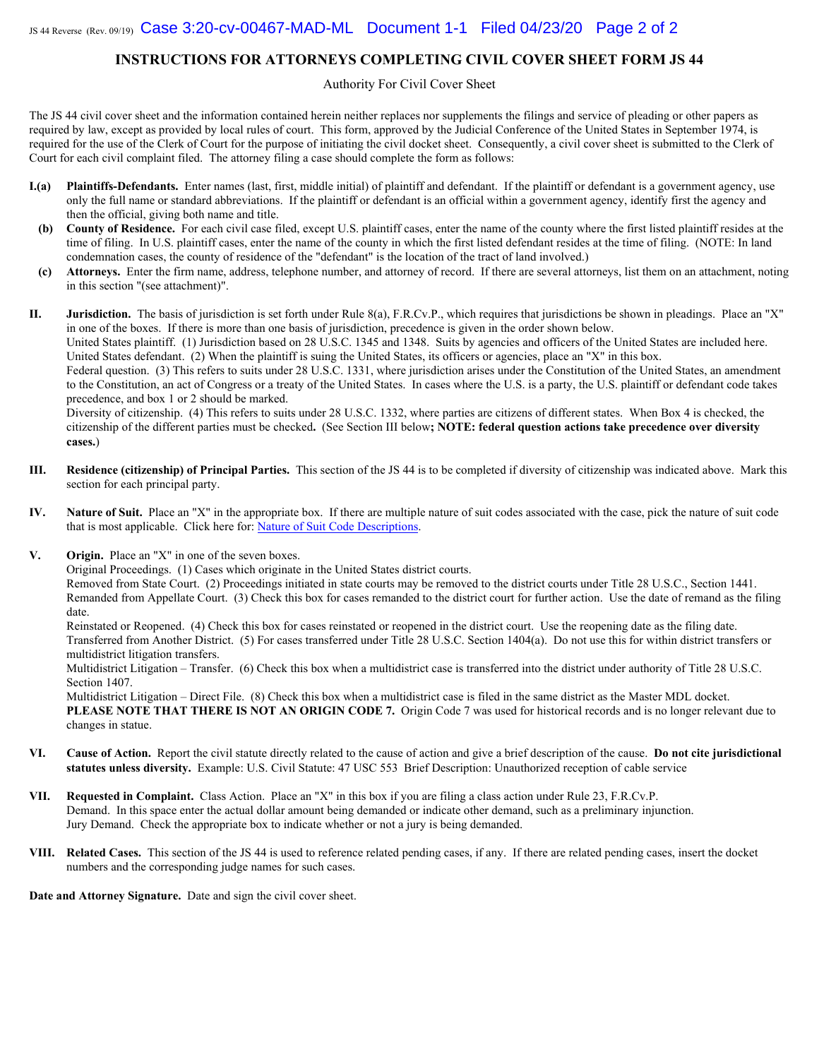# INSTRUCTIONS FOR ATTORNEYS COMPLETING CIVIL COVER SHEET FORM JS 44

Authority For Civil Cover Sheet

The JS 44 civil cover sheet and the information contained herein neither replaces nor supplements the filings and service of pleading or other papers as required by law, except as provided by local rules of court. This form, approved by the Judicial Conference of the United States in September 1974, is required for the use of the Clerk of Court for the purpose of initiating the civil docket sheet. Consequently, a civil cover sheet is submitted to the Clerk of Court for each civil complaint filed. The attorney filing a case should complete the form as follows:

**I.(a) Plaintiffs-Defendants.** Enter names (last, first, middle initial) of plaintiff and defendant. If the plaintiff or defendant is a government agency, use only the full name or standard abbreviations. If the plaintiff or defendant is an official within a government agency, identify first the agency and then the official, giving both name and title.

**(b) County of Residence.** For each civil case filed, except U.S. plaintiff cases, enter the name of the county where the first listed plaintiff resides at the time of filing. In U.S. plaintiff cases, enter the name of the county in which the first listed defendant resides at the time of filing. (NOTE: In land condemnation cases, the county of residence of the "defendant" is the location of the tract of land involved.)

**(c) Attorneys.** Enter the firm name, address, telephone number, and attorney of record. If there are several attorneys, list them on an attachment, noting in this section "(see attachment)".

**II. Jurisdiction.** The basis of jurisdiction is set forth under Rule 8(a), F.R.Cv.P., which requires that jurisdictions be shown in pleadings. Place an "X" in one of the boxes. If there is more than one basis of jurisdiction, precedence is given in the order shown below.
United States plaintiff. (1) Jurisdiction based on 28 U.S.C. 1345 and 1348. Suits by agencies and officers of the United States are included here.
United States defendant. (2) When the plaintiff is suing the United States, its officers or agencies, place an "X" in this box.
Federal question. (3) This refers to suits under 28 U.S.C. 1331, where jurisdiction arises under the Constitution of the United States, an amendment to the Constitution, an act of Congress or a treaty of the United States. In cases where the U.S. is a party, the U.S. plaintiff or defendant code takes precedence, and box 1 or 2 should be marked.
Diversity of citizenship. (4) This refers to suits under 28 U.S.C. 1332, where parties are citizens of different states. When Box 4 is checked, the citizenship of the different parties must be checked**.** (See Section III below**; NOTE: federal question actions take precedence over diversity cases.**)

**III. Residence (citizenship) of Principal Parties.** This section of the JS 44 is to be completed if diversity of citizenship was indicated above. Mark this section for each principal party.

**IV. Nature of Suit.** Place an "X" in the appropriate box. If there are multiple nature of suit codes associated with the case, pick the nature of suit code that is most applicable. Click here for: Nature of Suit Code Descriptions.

**V. Origin.** Place an "X" in one of the seven boxes.
Original Proceedings. (1) Cases which originate in the United States district courts.
Removed from State Court. (2) Proceedings initiated in state courts may be removed to the district courts under Title 28 U.S.C., Section 1441.
Remanded from Appellate Court. (3) Check this box for cases remanded to the district court for further action. Use the date of remand as the filing date.
Reinstated or Reopened. (4) Check this box for cases reinstated or reopened in the district court. Use the reopening date as the filing date.
Transferred from Another District. (5) For cases transferred under Title 28 U.S.C. Section 1404(a). Do not use this for within district transfers or multidistrict litigation transfers.
Multidistrict Litigation – Transfer. (6) Check this box when a multidistrict case is transferred into the district under authority of Title 28 U.S.C. Section 1407.
Multidistrict Litigation – Direct File. (8) Check this box when a multidistrict case is filed in the same district as the Master MDL docket.
**PLEASE NOTE THAT THERE IS NOT AN ORIGIN CODE 7.** Origin Code 7 was used for historical records and is no longer relevant due to changes in statue.

**VI. Cause of Action.** Report the civil statute directly related to the cause of action and give a brief description of the cause. **Do not cite jurisdictional statutes unless diversity.** Example: U.S. Civil Statute: 47 USC 553 Brief Description: Unauthorized reception of cable service

**VII. Requested in Complaint.** Class Action. Place an "X" in this box if you are filing a class action under Rule 23, F.R.Cv.P.
Demand. In this space enter the actual dollar amount being demanded or indicate other demand, such as a preliminary injunction.
Jury Demand. Check the appropriate box to indicate whether or not a jury is being demanded.

**VIII. Related Cases.** This section of the JS 44 is used to reference related pending cases, if any. If there are related pending cases, insert the docket numbers and the corresponding judge names for such cases.

**Date and Attorney Signature.** Date and sign the civil cover sheet.